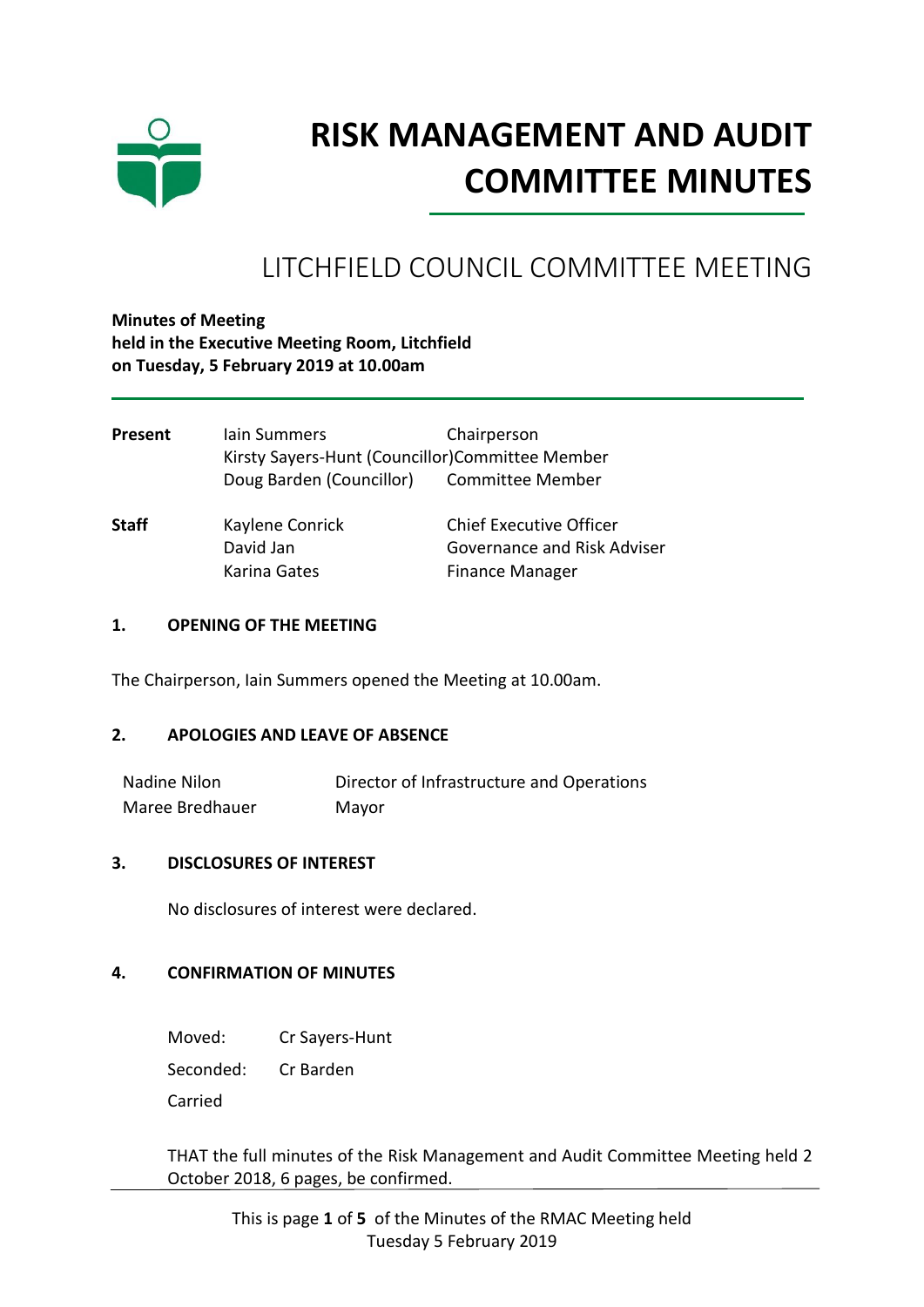# RISK MANAGEMENT AND AUDIT COMMITTEE MINUTES

## LITCHFIELD COUNCIL COMMITTEE MEETING

**Minutes of Meeting**
**held in the Executive Meeting Room, Litchfield**
**on Tuesday, 5 February 2019 at 10.00am**

| | | |
|---|---|---|
| **Present** | Iain Summers | Chairperson |
| | Kirsty Sayers-Hunt (Councillor) | Committee Member |
| | Doug Barden (Councillor) | Committee Member |
| **Staff** | Kaylene Conrick | Chief Executive Officer |
| | David Jan | Governance and Risk Adviser |
| | Karina Gates | Finance Manager |

### 1. OPENING OF THE MEETING

The Chairperson, Iain Summers opened the Meeting at 10.00am.

### 2. APOLOGIES AND LEAVE OF ABSENCE

| | |
|---|---|
| Nadine Nilon | Director of Infrastructure and Operations |
| Maree Bredhauer | Mayor |

### 3. DISCLOSURES OF INTEREST

No disclosures of interest were declared.

### 4. CONFIRMATION OF MINUTES

Moved: Cr Sayers-Hunt

Seconded: Cr Barden

Carried

THAT the full minutes of the Risk Management and Audit Committee Meeting held 2 October 2018, 6 pages, be confirmed.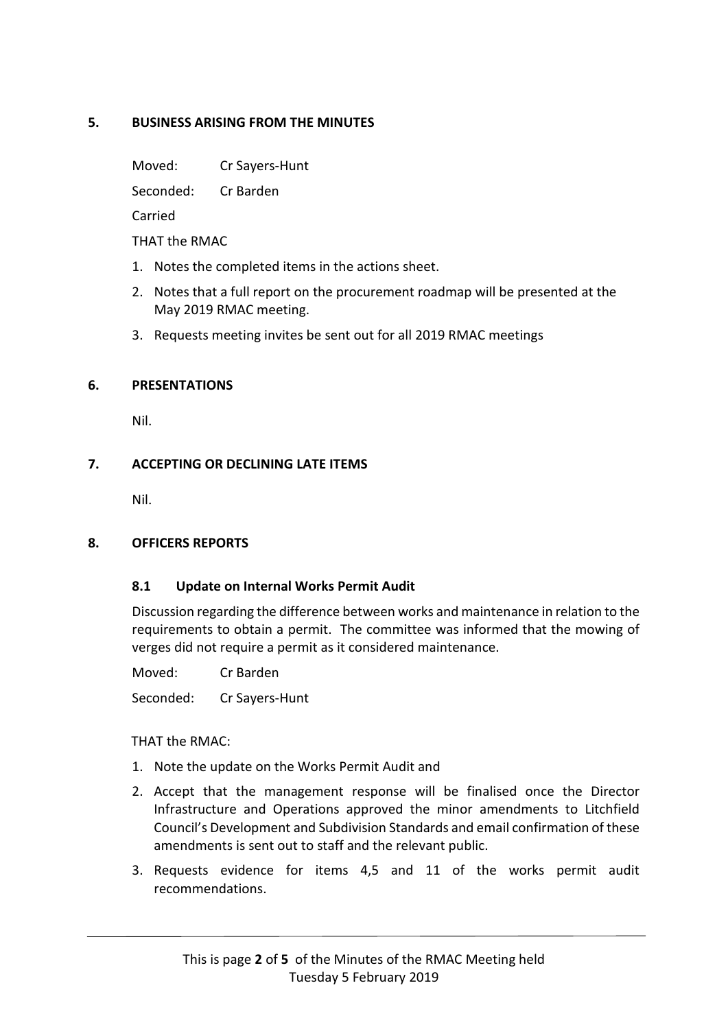## 5. BUSINESS ARISING FROM THE MINUTES

Moved: Cr Sayers-Hunt

Seconded: Cr Barden

Carried

THAT the RMAC

1. Notes the completed items in the actions sheet.
2. Notes that a full report on the procurement roadmap will be presented at the May 2019 RMAC meeting.
3. Requests meeting invites be sent out for all 2019 RMAC meetings

## 6. PRESENTATIONS

Nil.

## 7. ACCEPTING OR DECLINING LATE ITEMS

Nil.

## 8. OFFICERS REPORTS

### 8.1 Update on Internal Works Permit Audit

Discussion regarding the difference between works and maintenance in relation to the requirements to obtain a permit. The committee was informed that the mowing of verges did not require a permit as it considered maintenance.

Moved: Cr Barden

Seconded: Cr Sayers-Hunt

THAT the RMAC:

1. Note the update on the Works Permit Audit and
2. Accept that the management response will be finalised once the Director Infrastructure and Operations approved the minor amendments to Litchfield Council's Development and Subdivision Standards and email confirmation of these amendments is sent out to staff and the relevant public.
3. Requests evidence for items 4,5 and 11 of the works permit audit recommendations.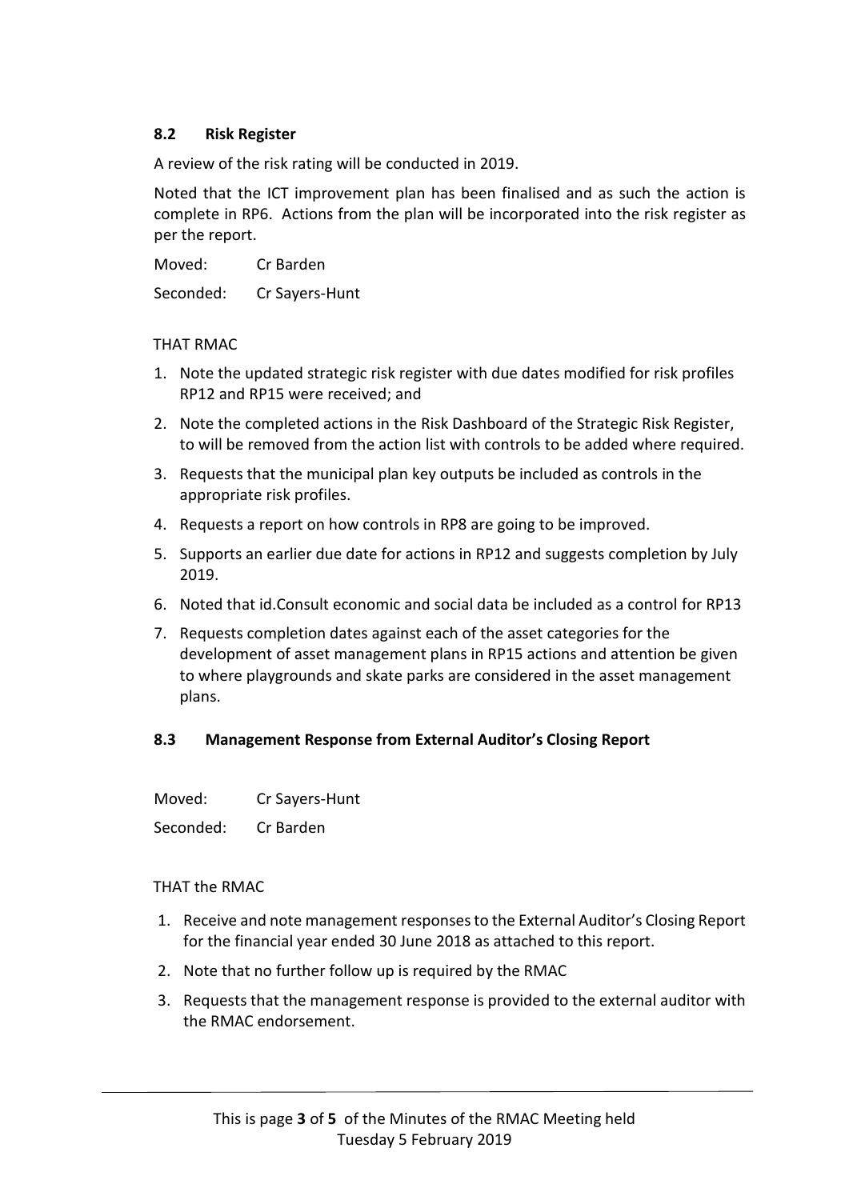### 8.2 Risk Register

A review of the risk rating will be conducted in 2019.

Noted that the ICT improvement plan has been finalised and as such the action is complete in RP6. Actions from the plan will be incorporated into the risk register as per the report.

Moved: Cr Barden

Seconded: Cr Sayers-Hunt

THAT RMAC

1. Note the updated strategic risk register with due dates modified for risk profiles RP12 and RP15 were received; and
2. Note the completed actions in the Risk Dashboard of the Strategic Risk Register, to will be removed from the action list with controls to be added where required.
3. Requests that the municipal plan key outputs be included as controls in the appropriate risk profiles.
4. Requests a report on how controls in RP8 are going to be improved.
5. Supports an earlier due date for actions in RP12 and suggests completion by July 2019.
6. Noted that id.Consult economic and social data be included as a control for RP13
7. Requests completion dates against each of the asset categories for the development of asset management plans in RP15 actions and attention be given to where playgrounds and skate parks are considered in the asset management plans.

### 8.3 Management Response from External Auditor's Closing Report

Moved: Cr Sayers-Hunt

Seconded: Cr Barden

THAT the RMAC

1. Receive and note management responses to the External Auditor's Closing Report for the financial year ended 30 June 2018 as attached to this report.
2. Note that no further follow up is required by the RMAC
3. Requests that the management response is provided to the external auditor with the RMAC endorsement.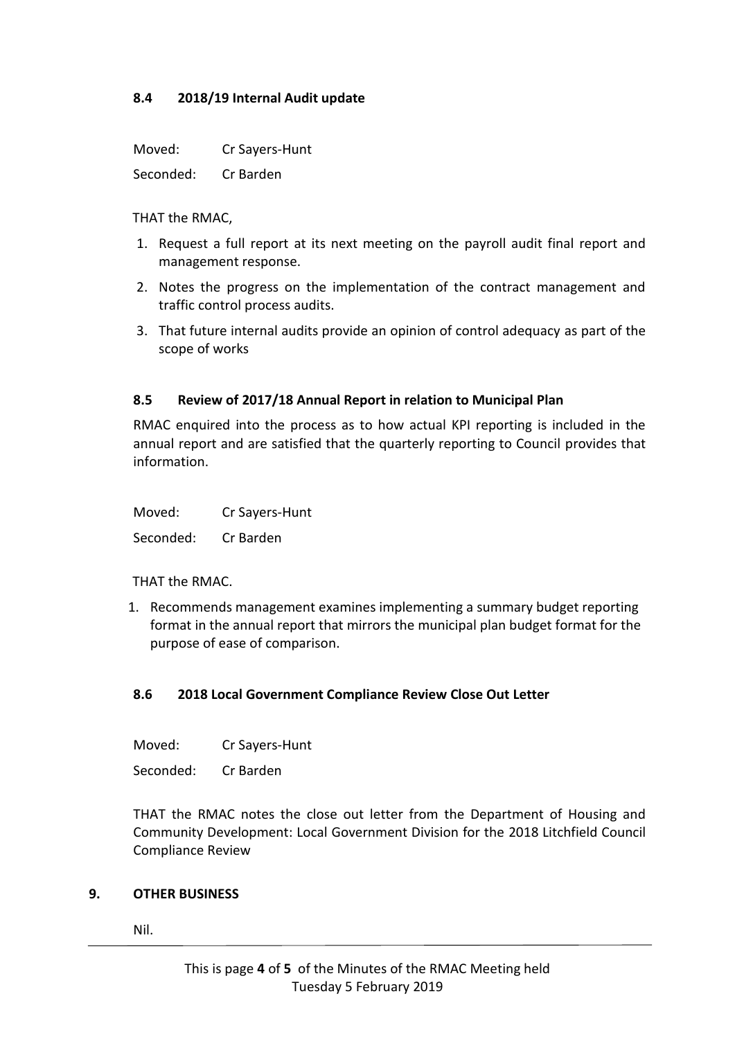### 8.4 2018/19 Internal Audit update

Moved: Cr Sayers-Hunt

Seconded: Cr Barden

THAT the RMAC,

1. Request a full report at its next meeting on the payroll audit final report and management response.
2. Notes the progress on the implementation of the contract management and traffic control process audits.
3. That future internal audits provide an opinion of control adequacy as part of the scope of works

### 8.5 Review of 2017/18 Annual Report in relation to Municipal Plan

RMAC enquired into the process as to how actual KPI reporting is included in the annual report and are satisfied that the quarterly reporting to Council provides that information.

Moved: Cr Sayers-Hunt

Seconded: Cr Barden

THAT the RMAC.

1. Recommends management examines implementing a summary budget reporting format in the annual report that mirrors the municipal plan budget format for the purpose of ease of comparison.

### 8.6 2018 Local Government Compliance Review Close Out Letter

Moved: Cr Sayers-Hunt

Seconded: Cr Barden

THAT the RMAC notes the close out letter from the Department of Housing and Community Development: Local Government Division for the 2018 Litchfield Council Compliance Review

## 9. OTHER BUSINESS

Nil.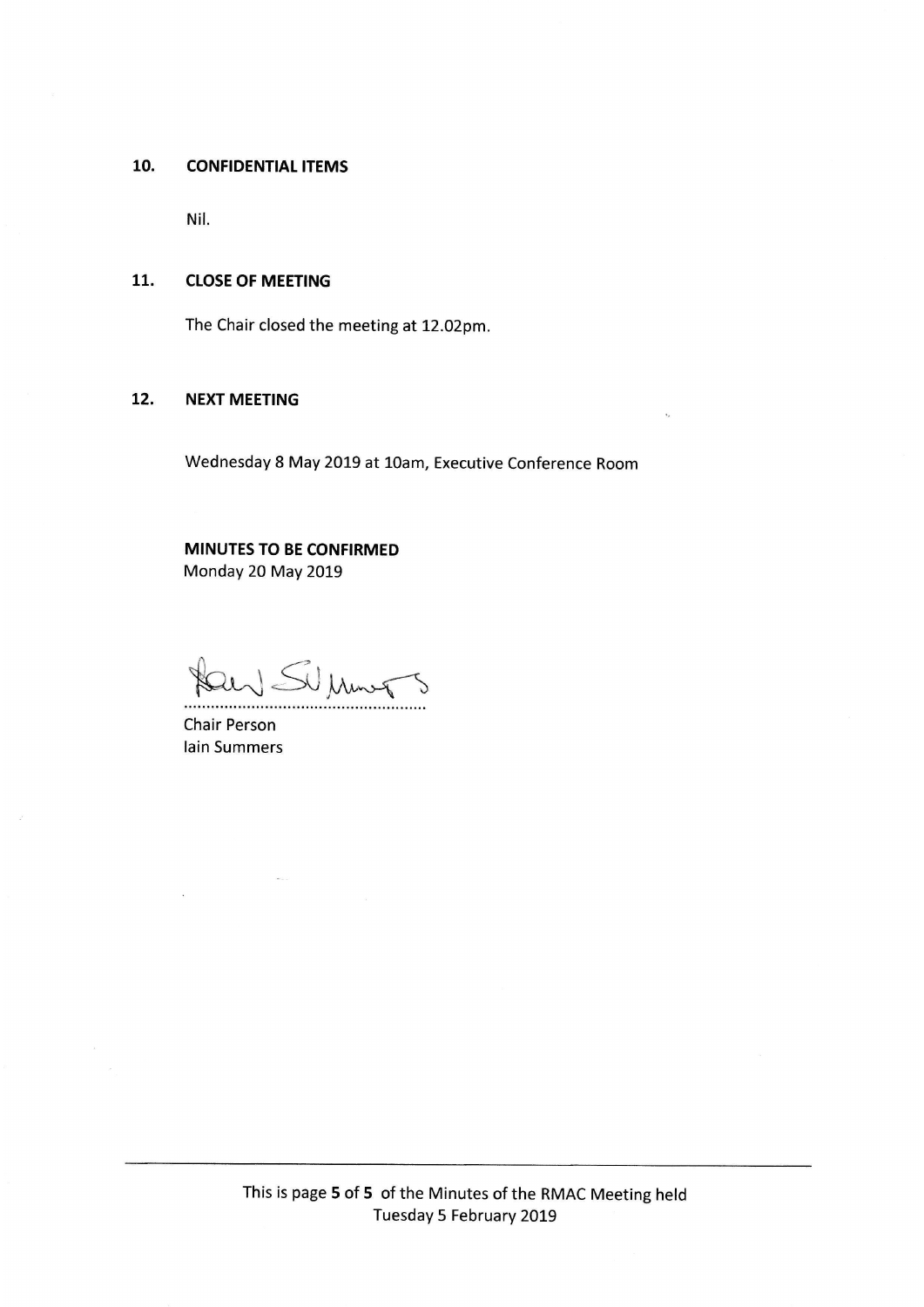## 10. CONFIDENTIAL ITEMS

Nil.

## 11. CLOSE OF MEETING

The Chair closed the meeting at 12.02pm.

## 12. NEXT MEETING

Wednesday 8 May 2019 at 10am, Executive Conference Room

**MINUTES TO BE CONFIRMED**
Monday 20 May 2019

.....................................................
Chair Person
Iain Summers